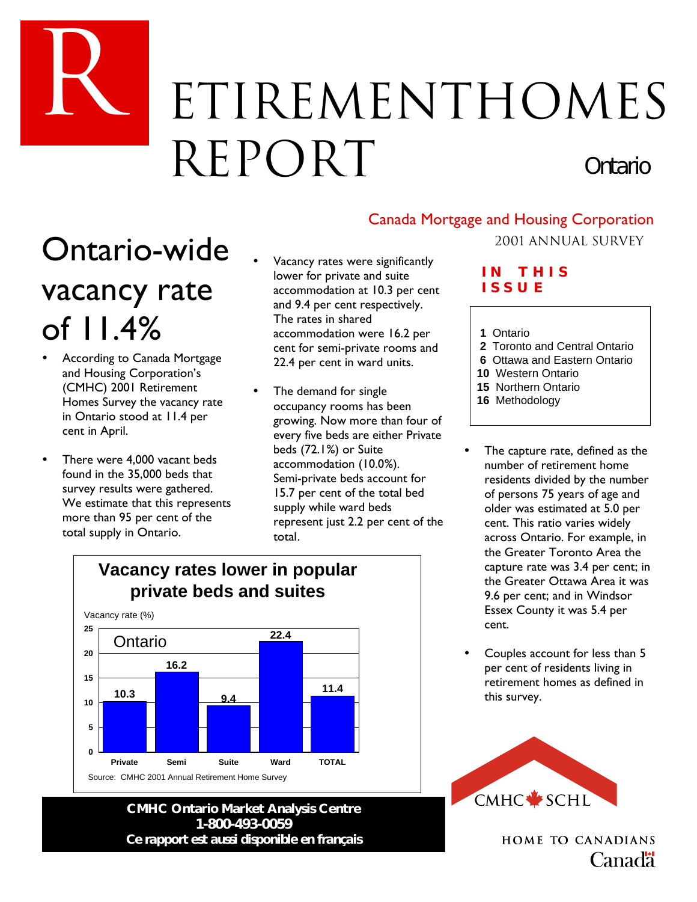# Retirement Homes Report

## Ontario

Canada Mortgage and Housing Corporation

2001 ANNUAL SURVEY

# Ontario-wide vacancy rate of 11.4%

- According to Canada Mortgage and Housing Corporation's (CMHC) 2001 Retirement Homes Survey the vacancy rate in Ontario stood at 11.4 per cent in April.
- There were 4,000 vacant beds found in the 35,000 beds that survey results were gathered. We estimate that this represents more than 95 per cent of the total supply in Ontario.
- Vacancy rates were significantly lower for private and suite accommodation at 10.3 per cent and 9.4 per cent respectively. The rates in shared accommodation were 16.2 per cent for semi-private rooms and 22.4 per cent in ward units.
- The demand for single occupancy rooms has been growing. Now more than four of every five beds are either Private beds (72.1%) or Suite accommodation (10.0%). Semi-private beds account for 15.7 per cent of the total bed supply while ward beds represent just 2.2 per cent of the total.

**Vacancy rates lower in popular private beds and suites**

Ontario — Vacancy rate (%)

| Private | Semi | Suite | Ward | TOTAL |
|---|---|---|---|---|
| 10.3 | 16.2 | 9.4 | 22.4 | 11.4 |

Source: CMHC 2001 Annual Retirement Home Survey

**IN THIS ISSUE**

1 Ontario
2 Toronto and Central Ontario
6 Ottawa and Eastern Ontario
10 Western Ontario
15 Northern Ontario
16 Methodology

- The capture rate, defined as the number of retirement home residents divided by the number of persons 75 years of age and older was estimated at 5.0 per cent. This ratio varies widely across Ontario. For example, in the Greater Toronto Area the capture rate was 3.4 per cent; in the Greater Ottawa Area it was 9.6 per cent; and in Windsor Essex County it was 5.4 per cent.
- Couples account for less than 5 per cent of residents living in retirement homes as defined in this survey.

**CMHC Ontario Market Analysis Centre**
**1-800-493-0059**
**Ce rapport est aussi disponible en français**

CMHC SCHL

HOME TO CANADIANS

Canada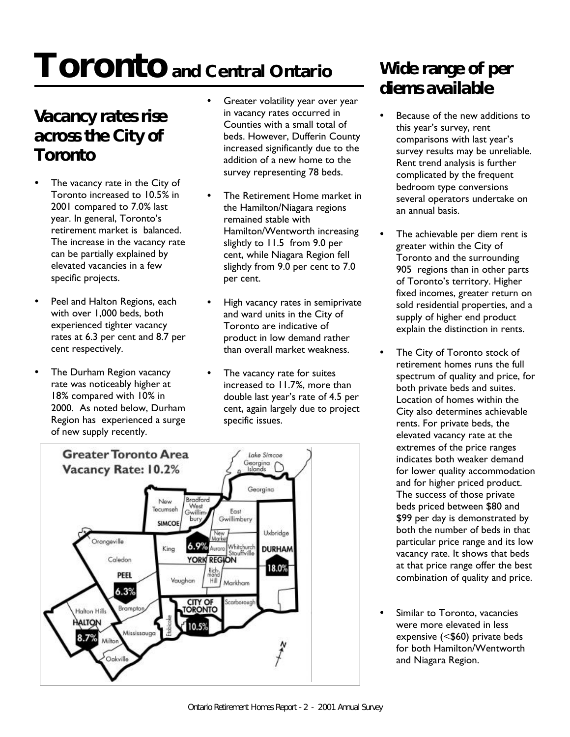# Toronto and Central Ontario

## Vacancy rates rise across the City of Toronto

- The vacancy rate in the City of Toronto increased to 10.5% in 2001 compared to 7.0% last year. In general, Toronto's retirement market is balanced. The increase in the vacancy rate can be partially explained by elevated vacancies in a few specific projects.
- Peel and Halton Regions, each with over 1,000 beds, both experienced tighter vacancy rates at 6.3 per cent and 8.7 per cent respectively.
- The Durham Region vacancy rate was noticeably higher at 18% compared with 10% in 2000. As noted below, Durham Region has experienced a surge of new supply recently.
- Greater volatility year over year in vacancy rates occurred in Counties with a small total of beds. However, Dufferin County increased significantly due to the addition of a new home to the survey representing 78 beds.
- The Retirement Home market in the Hamilton/Niagara regions remained stable with Hamilton/Wentworth increasing slightly to 11.5 from 9.0 per cent, while Niagara Region fell slightly from 9.0 per cent to 7.0 per cent.
- High vacancy rates in semiprivate and ward units in the City of Toronto are indicative of product in low demand rather than overall market weakness.
- The vacancy rate for suites increased to 11.7%, more than double last year's rate of 4.5 per cent, again largely due to project specific issues.

**Greater Toronto Area Vacancy Rate: 10.2%**

Lake Simcoe, Georgina Islands, Georgina, New Tecumseh, Bradford West Gwillimbury, SIMCOE, East Gwillimbury, New Market, Uxbridge, Orangeville, King, 6.9%, Aurora, Whitchurch Stouffville, DURHAM, Caledon, YORK REGION, 18.0%, PEEL, Vaughan, Richmond Hill, Markham, 6.3%, Brampton, CITY OF TORONTO, Scarborough, Halton Hills, Etobicoke, 10.5%, HALTON, Mississauga, 8.7%, Milton, Oakville

## Wide range of per diems available

- Because of the new additions to this year's survey, rent comparisons with last year's survey results may be unreliable. Rent trend analysis is further complicated by the frequent bedroom type conversions several operators undertake on an annual basis.
- The achievable per diem rent is greater within the City of Toronto and the surrounding 905 regions than in other parts of Toronto's territory. Higher fixed incomes, greater return on sold residential properties, and a supply of higher end product explain the distinction in rents.
- The City of Toronto stock of retirement homes runs the full spectrum of quality and price, for both private beds and suites. Location of homes within the City also determines achievable rents. For private beds, the elevated vacancy rate at the extremes of the price ranges indicates both weaker demand for lower quality accommodation and for higher priced product. The success of those private beds priced between $80 and $99 per day is demonstrated by both the number of beds in that particular price range and its low vacancy rate. It shows that beds at that price range offer the best combination of quality and price.
- Similar to Toronto, vacancies were more elevated in less expensive (<$60) private beds for both Hamilton/Wentworth and Niagara Region.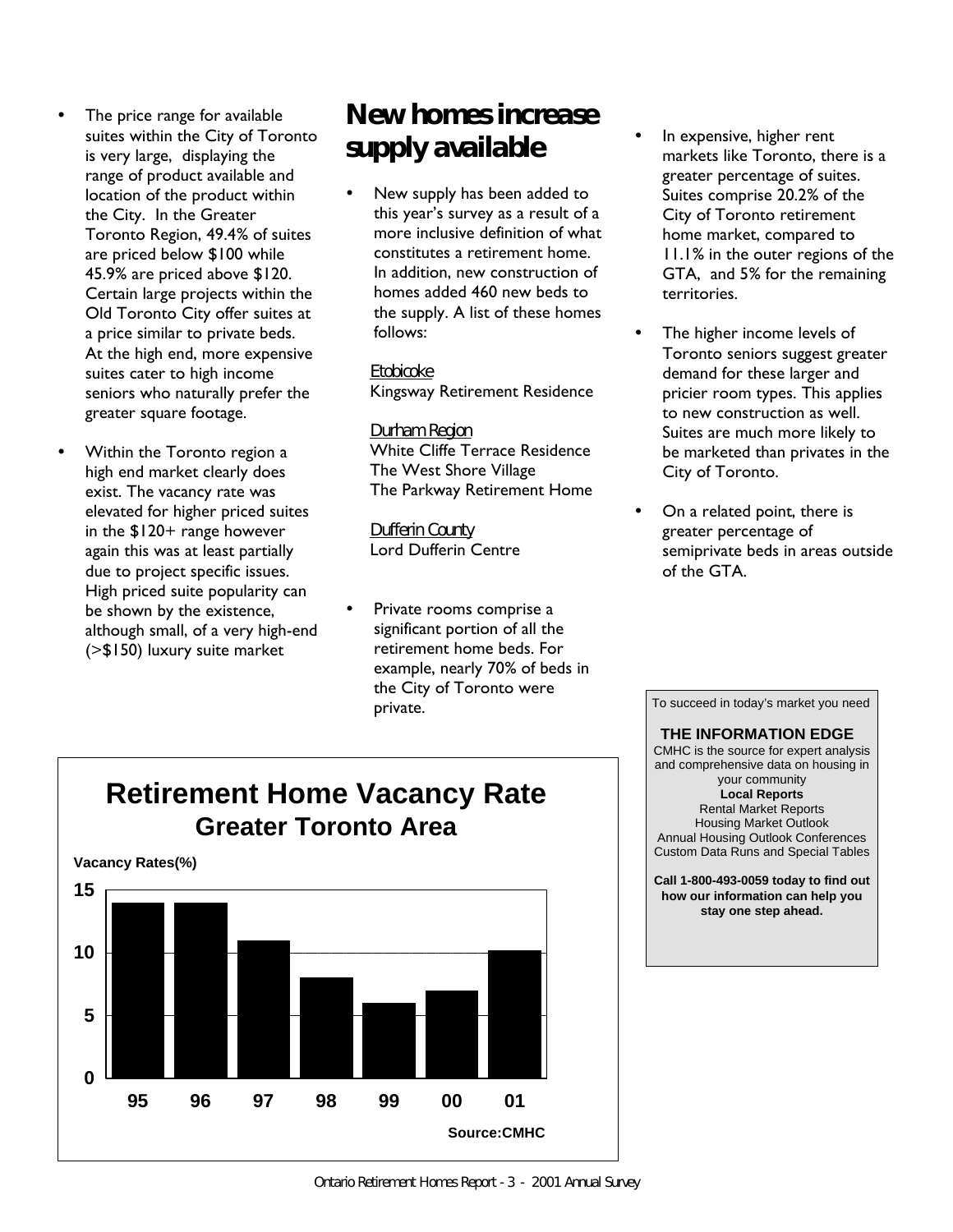- The price range for available suites within the City of Toronto is very large, displaying the range of product available and location of the product within the City. In the Greater Toronto Region, 49.4% of suites are priced below $100 while 45.9% are priced above $120. Certain large projects within the Old Toronto City offer suites at a price similar to private beds. At the high end, more expensive suites cater to high income seniors who naturally prefer the greater square footage.

- Within the Toronto region a high end market clearly does exist. The vacancy rate was elevated for higher priced suites in the $120+ range however again this was at least partially due to project specific issues. High priced suite popularity can be shown by the existence, although small, of a very high-end (>$150) luxury suite market

## New homes increase supply available

- New supply has been added to this year's survey as a result of a more inclusive definition of what constitutes a retirement home. In addition, new construction of homes added 460 new beds to the supply. A list of these homes follows:

  Etobicoke
  Kingsway Retirement Residence

  Durham Region
  White Cliffe Terrace Residence
  The West Shore Village
  The Parkway Retirement Home

  Dufferin County
  Lord Dufferin Centre

- Private rooms comprise a significant portion of all the retirement home beds. For example, nearly 70% of beds in the City of Toronto were private.

- In expensive, higher rent markets like Toronto, there is a greater percentage of suites. Suites comprise 20.2% of the City of Toronto retirement home market, compared to 11.1% in the outer regions of the GTA, and 5% for the remaining territories.

- The higher income levels of Toronto seniors suggest greater demand for these larger and pricier room types. This applies to new construction as well. Suites are much more likely to be marketed than privates in the City of Toronto.

- On a related point, there is greater percentage of semiprivate beds in areas outside of the GTA.

**Retirement Home Vacancy Rate**
**Greater Toronto Area**

Vacancy Rates(%)

| Year | Vacancy Rate (%) (approx.) |
|---|---|
| 95 | 14 |
| 96 | 14 |
| 97 | 11 |
| 98 | 8 |
| 99 | 6 |
| 00 | 7 |
| 01 | 10.2 |

Source:CMHC

To succeed in today's market you need

**THE INFORMATION EDGE**

CMHC is the source for expert analysis and comprehensive data on housing in your community

**Local Reports**
Rental Market Reports
Housing Market Outlook
Annual Housing Outlook Conferences
Custom Data Runs and Special Tables

**Call 1-800-493-0059 today to find out how our information can help you stay one step ahead.**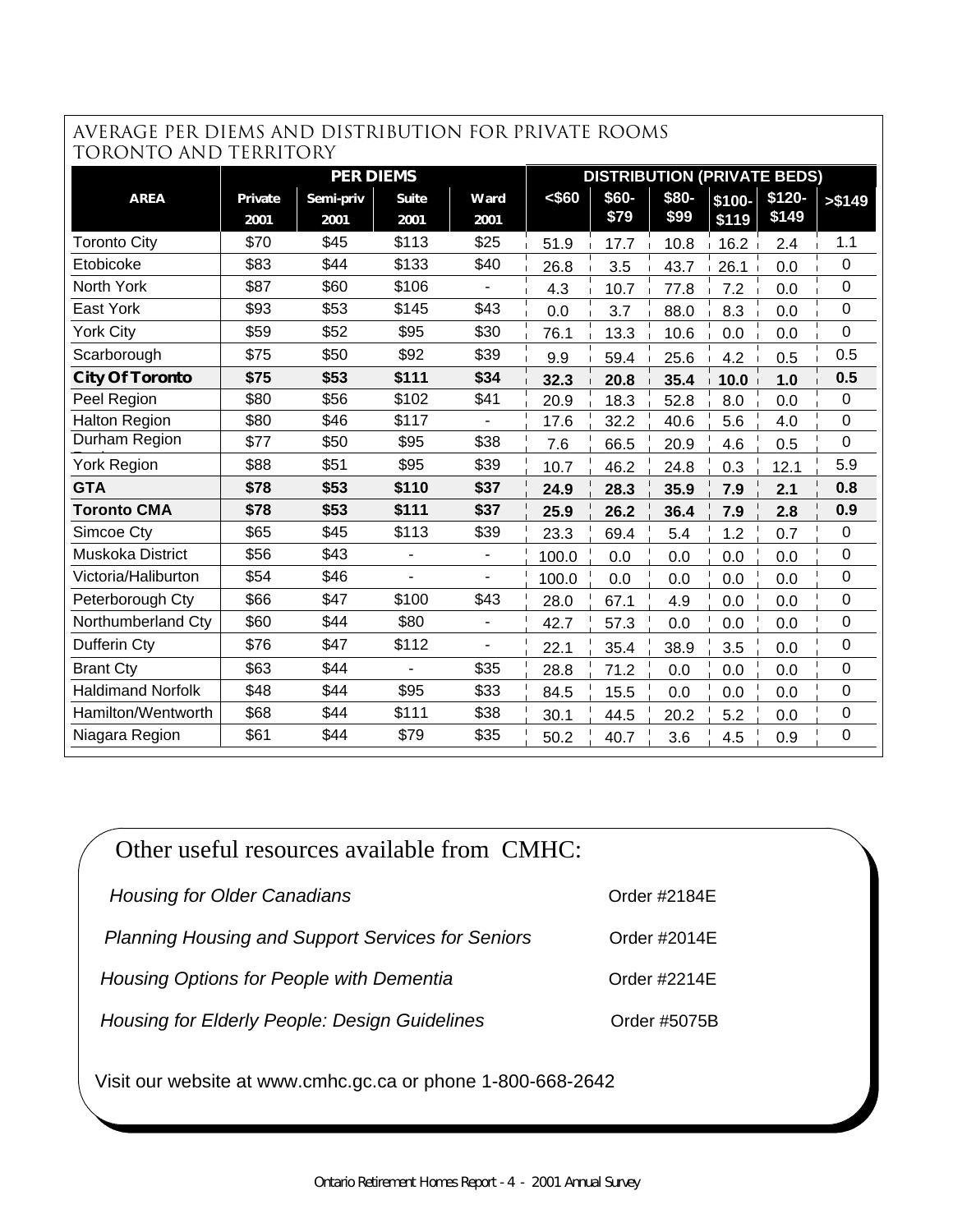## AVERAGE PER DIEMS AND DISTRIBUTION FOR PRIVATE ROOMS TORONTO AND TERRITORY

| AREA | PER DIEMS | | | | DISTRIBUTION (PRIVATE BEDS) | | | | | |
|---|---|---|---|---|---|---|---|---|---|---|
| | Private 2001 | Semi-priv 2001 | Suite 2001 | Ward 2001 | <$60 | $60-$79 | $80-$99 | $100-$119 | $120-$149 | >$149 |
| Toronto City | $70 | $45 | $113 | $25 | 51.9 | 17.7 | 10.8 | 16.2 | 2.4 | 1.1 |
| Etobicoke | $83 | $44 | $133 | $40 | 26.8 | 3.5 | 43.7 | 26.1 | 0.0 | 0 |
| North York | $87 | $60 | $106 | - | 4.3 | 10.7 | 77.8 | 7.2 | 0.0 | 0 |
| East York | $93 | $53 | $145 | $43 | 0.0 | 3.7 | 88.0 | 8.3 | 0.0 | 0 |
| York City | $59 | $52 | $95 | $30 | 76.1 | 13.3 | 10.6 | 0.0 | 0.0 | 0 |
| Scarborough | $75 | $50 | $92 | $39 | 9.9 | 59.4 | 25.6 | 4.2 | 0.5 | 0.5 |
| **City Of Toronto** | **$75** | **$53** | **$111** | **$34** | **32.3** | **20.8** | **35.4** | **10.0** | **1.0** | **0.5** |
| Peel Region | $80 | $56 | $102 | $41 | 20.9 | 18.3 | 52.8 | 8.0 | 0.0 | 0 |
| Halton Region | $80 | $46 | $117 | - | 17.6 | 32.2 | 40.6 | 5.6 | 4.0 | 0 |
| Durham Region | $77 | $50 | $95 | $38 | 7.6 | 66.5 | 20.9 | 4.6 | 0.5 | 0 |
| York Region | $88 | $51 | $95 | $39 | 10.7 | 46.2 | 24.8 | 0.3 | 12.1 | 5.9 |
| **GTA** | **$78** | **$53** | **$110** | **$37** | **24.9** | **28.3** | **35.9** | **7.9** | **2.1** | **0.8** |
| **Toronto CMA** | **$78** | **$53** | **$111** | **$37** | **25.9** | **26.2** | **36.4** | **7.9** | **2.8** | **0.9** |
| Simcoe Cty | $65 | $45 | $113 | $39 | 23.3 | 69.4 | 5.4 | 1.2 | 0.7 | 0 |
| Muskoka District | $56 | $43 | - | - | 100.0 | 0.0 | 0.0 | 0.0 | 0.0 | 0 |
| Victoria/Haliburton | $54 | $46 | - | - | 100.0 | 0.0 | 0.0 | 0.0 | 0.0 | 0 |
| Peterborough Cty | $66 | $47 | $100 | $43 | 28.0 | 67.1 | 4.9 | 0.0 | 0.0 | 0 |
| Northumberland Cty | $60 | $44 | $80 | - | 42.7 | 57.3 | 0.0 | 0.0 | 0.0 | 0 |
| Dufferin Cty | $76 | $47 | $112 | - | 22.1 | 35.4 | 38.9 | 3.5 | 0.0 | 0 |
| Brant Cty | $63 | $44 | - | $35 | 28.8 | 71.2 | 0.0 | 0.0 | 0.0 | 0 |
| Haldimand Norfolk | $48 | $44 | $95 | $33 | 84.5 | 15.5 | 0.0 | 0.0 | 0.0 | 0 |
| Hamilton/Wentworth | $68 | $44 | $111 | $38 | 30.1 | 44.5 | 20.2 | 5.2 | 0.0 | 0 |
| Niagara Region | $61 | $44 | $79 | $35 | 50.2 | 40.7 | 3.6 | 4.5 | 0.9 | 0 |

## Other useful resources available from CMHC:

| | |
|---|---|
| *Housing for Older Canadians* | Order #2184E |
| *Planning Housing and Support Services for Seniors* | Order #2014E |
| *Housing Options for People with Dementia* | Order #2214E |
| *Housing for Elderly People: Design Guidelines* | Order #5075B |

Visit our website at www.cmhc.gc.ca or phone 1-800-668-2642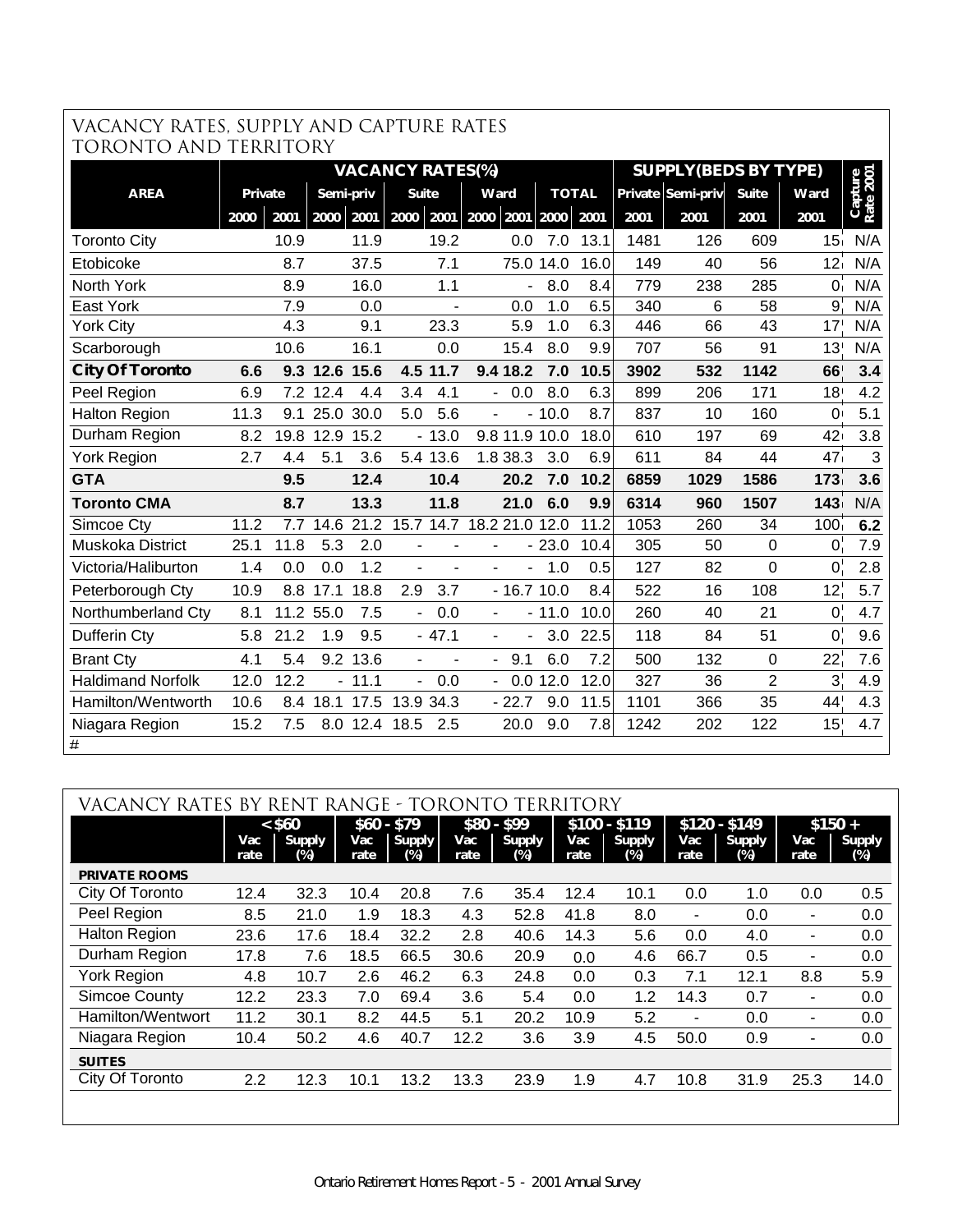## VACANCY RATES, SUPPLY AND CAPTURE RATES TORONTO AND TERRITORY

| AREA | VACANCY RATES(%) | | | | | | | | | | SUPPLY(BEDS BY TYPE) | | | | Capture Rate 2001 |
|---|---|---|---|---|---|---|---|---|---|---|---|---|---|---|---|
| | Private | | Semi-priv | | Suite | | Ward | | TOTAL | | Private | Semi-priv | Suite | Ward | |
| | 2000 | 2001 | 2000 | 2001 | 2000 | 2001 | 2000 | 2001 | 2000 | 2001 | 2001 | 2001 | 2001 | 2001 | |
| Toronto City | | 10.9 | | 11.9 | | 19.2 | | 0.0 | 7.0 | 13.1 | 1481 | 126 | 609 | 15 | N/A |
| Etobicoke | | 8.7 | | 37.5 | | 7.1 | | 75.0 | 14.0 | 16.0 | 149 | 40 | 56 | 12 | N/A |
| North York | | 8.9 | | 16.0 | | 1.1 | | - | 8.0 | 8.4 | 779 | 238 | 285 | 0 | N/A |
| East York | | 7.9 | | 0.0 | | - | | 0.0 | 1.0 | 6.5 | 340 | 6 | 58 | 9 | N/A |
| York City | | 4.3 | | 9.1 | | 23.3 | | 5.9 | 1.0 | 6.3 | 446 | 66 | 43 | 17 | N/A |
| Scarborough | | 10.6 | | 16.1 | | 0.0 | | 15.4 | 8.0 | 9.9 | 707 | 56 | 91 | 13 | N/A |
| **City Of Toronto** | **6.6** | **9.3** | **12.6** | **15.6** | **4.5** | **11.7** | **9.4** | **18.2** | **7.0** | **10.5** | **3902** | **532** | **1142** | **66** | **3.4** |
| Peel Region | 6.9 | 7.2 | 12.4 | 4.4 | 3.4 | 4.1 | - | 0.0 | 8.0 | 6.3 | 899 | 206 | 171 | 18 | 4.2 |
| Halton Region | 11.3 | 9.1 | 25.0 | 30.0 | 5.0 | 5.6 | - | - | 10.0 | 8.7 | 837 | 10 | 160 | 0 | 5.1 |
| Durham Region | 8.2 | 19.8 | 12.9 | 15.2 | - | 13.0 | 9.8 | 11.9 | 10.0 | 18.0 | 610 | 197 | 69 | 42 | 3.8 |
| York Region | 2.7 | 4.4 | 5.1 | 3.6 | 5.4 | 13.6 | 1.8 | 38.3 | 3.0 | 6.9 | 611 | 84 | 44 | 47 | 3 |
| **GTA** | | **9.5** | | **12.4** | | **10.4** | | **20.2** | **7.0** | **10.2** | **6859** | **1029** | **1586** | **173** | **3.6** |
| **Toronto CMA** | | **8.7** | | **13.3** | | **11.8** | | **21.0** | **6.0** | **9.9** | **6314** | **960** | **1507** | **143** | N/A |
| Simcoe Cty | 11.2 | 7.7 | 14.6 | 21.2 | 15.7 | 14.7 | 18.2 | 21.0 | 12.0 | 11.2 | 1053 | 260 | 34 | 100 | **6.2** |
| Muskoka District | 25.1 | 11.8 | 5.3 | 2.0 | - | - | - | - | 23.0 | 10.4 | 305 | 50 | 0 | 0 | 7.9 |
| Victoria/Haliburton | 1.4 | 0.0 | 0.0 | 1.2 | - | - | - | - | 1.0 | 0.5 | 127 | 82 | 0 | 0 | 2.8 |
| Peterborough Cty | 10.9 | 8.8 | 17.1 | 18.8 | 2.9 | 3.7 | - | 16.7 | 10.0 | 8.4 | 522 | 16 | 108 | 12 | 5.7 |
| Northumberland Cty | 8.1 | 11.2 | 55.0 | 7.5 | - | 0.0 | - | - | 11.0 | 10.0 | 260 | 40 | 21 | 0 | 4.7 |
| Dufferin Cty | 5.8 | 21.2 | 1.9 | 9.5 | - | 47.1 | - | - | 3.0 | 22.5 | 118 | 84 | 51 | 0 | 9.6 |
| Brant Cty | 4.1 | 5.4 | 9.2 | 13.6 | - | - | - | 9.1 | 6.0 | 7.2 | 500 | 132 | 0 | 22 | 7.6 |
| Haldimand Norfolk | 12.0 | 12.2 | - | 11.1 | - | 0.0 | - | 0.0 | 12.0 | 12.0 | 327 | 36 | 2 | 3 | 4.9 |
| Hamilton/Wentworth | 10.6 | 8.4 | 18.1 | 17.5 | 13.9 | 34.3 | - | 22.7 | 9.0 | 11.5 | 1101 | 366 | 35 | 44 | 4.3 |
| Niagara Region | 15.2 | 7.5 | 8.0 | 12.4 | 18.5 | 2.5 | | 20.0 | 9.0 | 7.8 | 1242 | 202 | 122 | 15 | 4.7 |

#

## VACANCY RATES BY RENT RANGE - TORONTO TERRITORY

| | < $60 | | $60 - $79 | | $80 - $99 | | $100 - $119 | | $120 - $149 | | $150 + | |
|---|---|---|---|---|---|---|---|---|---|---|---|---|
| | Vac rate | Supply (%) | Vac rate | Supply (%) | Vac rate | Supply (%) | Vac rate | Supply (%) | Vac rate | Supply (%) | Vac rate | Supply (%) |
| **PRIVATE ROOMS** | | | | | | | | | | | | |
| City Of Toronto | 12.4 | 32.3 | 10.4 | 20.8 | 7.6 | 35.4 | 12.4 | 10.1 | 0.0 | 1.0 | 0.0 | 0.5 |
| Peel Region | 8.5 | 21.0 | 1.9 | 18.3 | 4.3 | 52.8 | 41.8 | 8.0 | - | 0.0 | - | 0.0 |
| Halton Region | 23.6 | 17.6 | 18.4 | 32.2 | 2.8 | 40.6 | 14.3 | 5.6 | 0.0 | 4.0 | - | 0.0 |
| Durham Region | 17.8 | 7.6 | 18.5 | 66.5 | 30.6 | 20.9 | 0.0 | 4.6 | 66.7 | 0.5 | - | 0.0 |
| York Region | 4.8 | 10.7 | 2.6 | 46.2 | 6.3 | 24.8 | 0.0 | 0.3 | 7.1 | 12.1 | 8.8 | 5.9 |
| Simcoe County | 12.2 | 23.3 | 7.0 | 69.4 | 3.6 | 5.4 | 0.0 | 1.2 | 14.3 | 0.7 | - | 0.0 |
| Hamilton/Wentwort | 11.2 | 30.1 | 8.2 | 44.5 | 5.1 | 20.2 | 10.9 | 5.2 | - | 0.0 | - | 0.0 |
| Niagara Region | 10.4 | 50.2 | 4.6 | 40.7 | 12.2 | 3.6 | 3.9 | 4.5 | 50.0 | 0.9 | - | 0.0 |
| **SUITES** | | | | | | | | | | | | |
| City Of Toronto | 2.2 | 12.3 | 10.1 | 13.2 | 13.3 | 23.9 | 1.9 | 4.7 | 10.8 | 31.9 | 25.3 | 14.0 |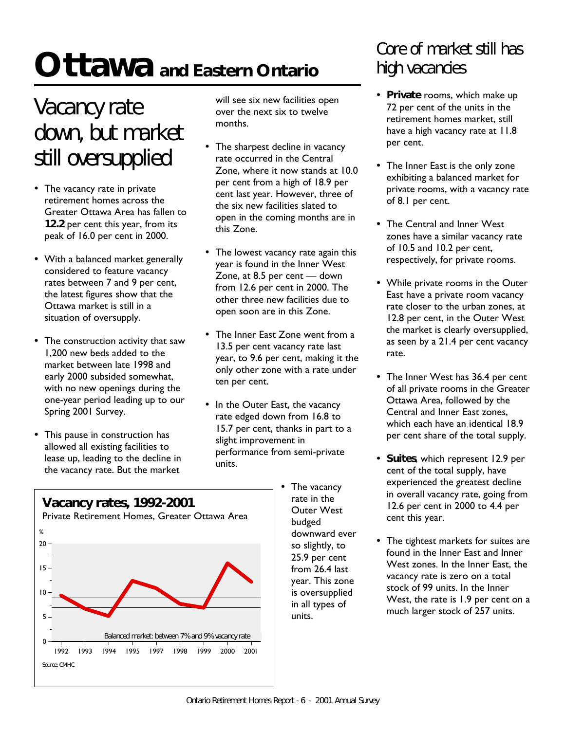# Ottawa and Eastern Ontario

## Vacancy rate down, but market still oversupplied

- The vacancy rate in private retirement homes across the Greater Ottawa Area has fallen to **12.2** per cent this year, from its peak of 16.0 per cent in 2000.
- With a balanced market generally considered to feature vacancy rates between 7 and 9 per cent, the latest figures show that the Ottawa market is still in a situation of oversupply.
- The construction activity that saw 1,200 new beds added to the market between late 1998 and early 2000 subsided somewhat, with no new openings during the one-year period leading up to our Spring 2001 Survey.
- This pause in construction has allowed all existing facilities to lease up, leading to the decline in the vacancy rate. But the market will see six new facilities open over the next six to twelve months.
- The sharpest decline in vacancy rate occurred in the Central Zone, where it now stands at 10.0 per cent from a high of 18.9 per cent last year. However, three of the six new facilities slated to open in the coming months are in this Zone.
- The lowest vacancy rate again this year is found in the Inner West Zone, at 8.5 per cent — down from 12.6 per cent in 2000. The other three new facilities due to open soon are in this Zone.
- The Inner East Zone went from a 13.5 per cent vacancy rate last year, to 9.6 per cent, making it the only other zone with a rate under ten per cent.
- In the Outer East, the vacancy rate edged down from 16.8 to 15.7 per cent, thanks in part to a slight improvement in performance from semi-private units.
- The vacancy rate in the Outer West budged downward ever so slightly, to 25.9 per cent from 26.4 last year. This zone is oversupplied in all types of units.

**Vacancy rates, 1992-2001**

Private Retirement Homes, Greater Ottawa Area

Balanced market: between 7% and 9% vacancy rate

Source: CMHC

## Core of market still has high vacancies

- **Private** rooms, which make up 72 per cent of the units in the retirement homes market, still have a high vacancy rate at 11.8 per cent.
- The Inner East is the only zone exhibiting a balanced market for private rooms, with a vacancy rate of 8.1 per cent.
- The Central and Inner West zones have a similar vacancy rate of 10.5 and 10.2 per cent, respectively, for private rooms.
- While private rooms in the Outer East have a private room vacancy rate closer to the urban zones, at 12.8 per cent, in the Outer West the market is clearly oversupplied, as seen by a 21.4 per cent vacancy rate.
- The Inner West has 36.4 per cent of all private rooms in the Greater Ottawa Area, followed by the Central and Inner East zones, which each have an identical 18.9 per cent share of the total supply.
- **Suites**, which represent 12.9 per cent of the total supply, have experienced the greatest decline in overall vacancy rate, going from 12.6 per cent in 2000 to 4.4 per cent this year.
- The tightest markets for suites are found in the Inner East and Inner West zones. In the Inner East, the vacancy rate is zero on a total stock of 99 units. In the Inner West, the rate is 1.9 per cent on a much larger stock of 257 units.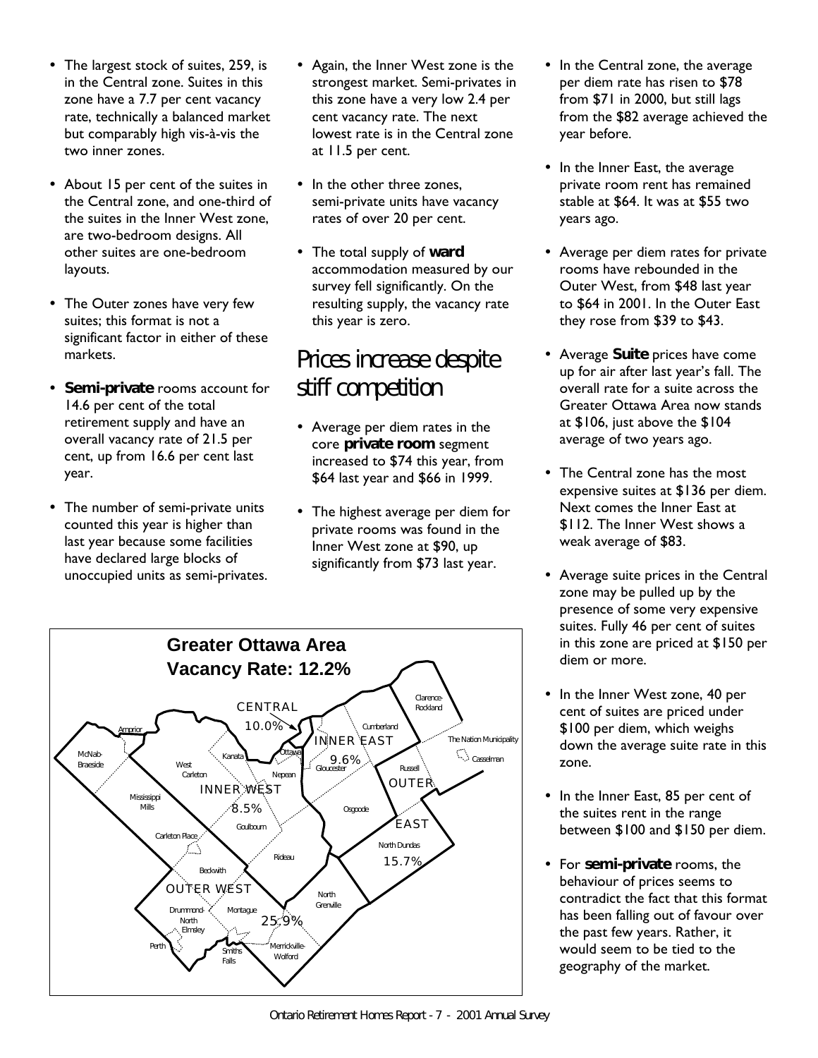- The largest stock of suites, 259, is in the Central zone. Suites in this zone have a 7.7 per cent vacancy rate, technically a balanced market but comparably high vis-à-vis the two inner zones.
- About 15 per cent of the suites in the Central zone, and one-third of the suites in the Inner West zone, are two-bedroom designs. All other suites are one-bedroom layouts.
- The Outer zones have very few suites; this format is not a significant factor in either of these markets.
- **Semi-private** rooms account for 14.6 per cent of the total retirement supply and have an overall vacancy rate of 21.5 per cent, up from 16.6 per cent last year.
- The number of semi-private units counted this year is higher than last year because some facilities have declared large blocks of unoccupied units as semi-privates.
- Again, the Inner West zone is the strongest market. Semi-privates in this zone have a very low 2.4 per cent vacancy rate. The next lowest rate is in the Central zone at 11.5 per cent.
- In the other three zones, semi-private units have vacancy rates of over 20 per cent.
- The total supply of **ward** accommodation measured by our survey fell significantly. On the resulting supply, the vacancy rate this year is zero.

## Prices increase despite stiff competition

- Average per diem rates in the core **private room** segment increased to $74 this year, from $64 last year and $66 in 1999.
- The highest average per diem for private rooms was found in the Inner West zone at $90, up significantly from $73 last year.
- In the Central zone, the average per diem rate has risen to $78 from $71 in 2000, but still lags from the $82 average achieved the year before.
- In the Inner East, the average private room rent has remained stable at $64. It was at $55 two years ago.
- Average per diem rates for private rooms have rebounded in the Outer West, from $48 last year to $64 in 2001. In the Outer East they rose from $39 to $43.
- Average **Suite** prices have come up for air after last year's fall. The overall rate for a suite across the Greater Ottawa Area now stands at $106, just above the $104 average of two years ago.
- The Central zone has the most expensive suites at $136 per diem. Next comes the Inner East at $112. The Inner West shows a weak average of $83.
- Average suite prices in the Central zone may be pulled up by the presence of some very expensive suites. Fully 46 per cent of suites in this zone are priced at $150 per diem or more.
- In the Inner West zone, 40 per cent of suites are priced under $100 per diem, which weighs down the average suite rate in this zone.
- In the Inner East, 85 per cent of the suites rent in the range between $100 and $150 per diem.
- For **semi-private** rooms, the behaviour of prices seems to contradict the fact that this format has been falling out of favour over the past few years. Rather, it would seem to be tied to the geography of the market.

**Greater Ottawa Area**
**Vacancy Rate: 12.2%**

CENTRAL 10.0% · INNER EAST 9.6% · INNER WEST 8.5% · OUTER EAST 15.7% · OUTER WEST 25.9%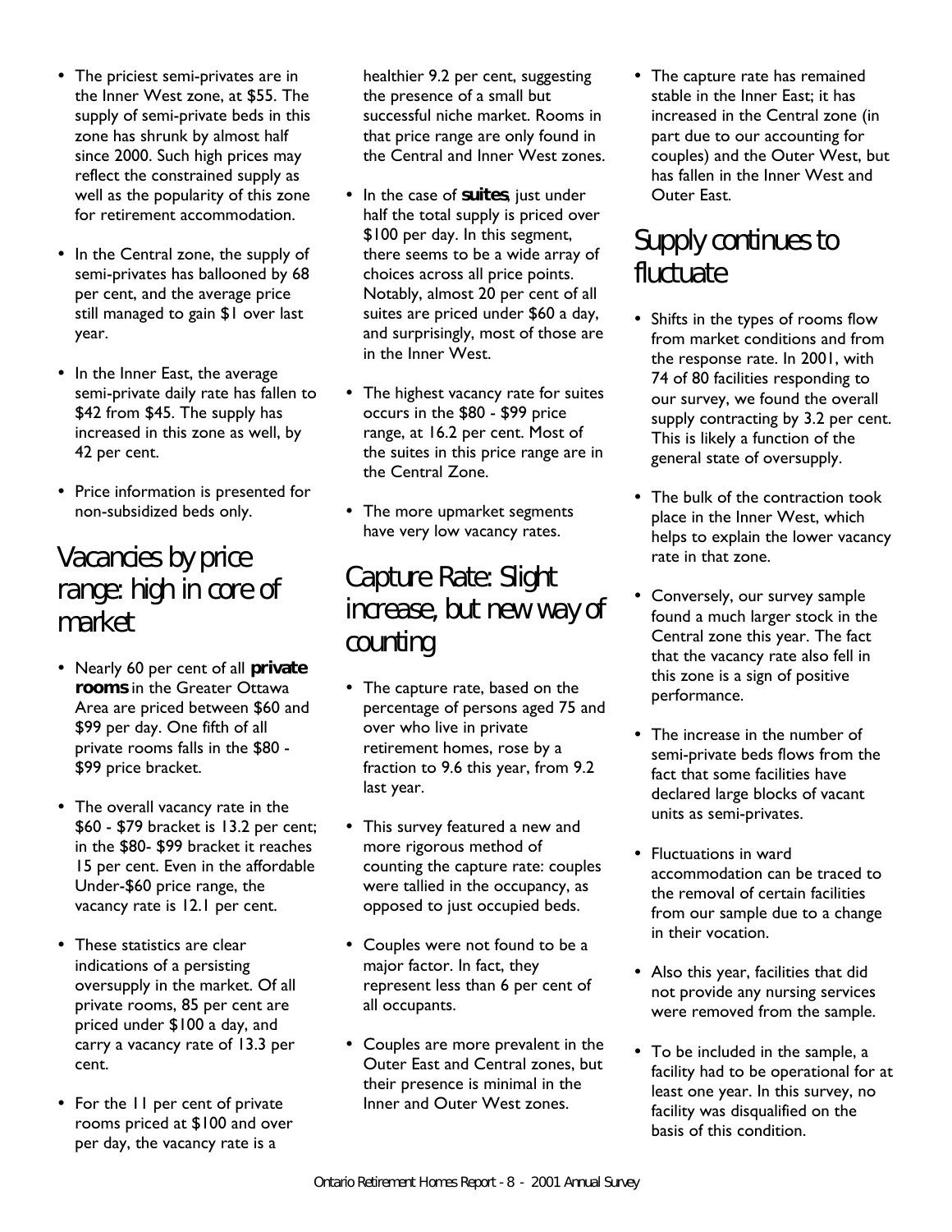- The priciest semi-privates are in the Inner West zone, at $55. The supply of semi-private beds in this zone has shrunk by almost half since 2000. Such high prices may reflect the constrained supply as well as the popularity of this zone for retirement accommodation.

- In the Central zone, the supply of semi-privates has ballooned by 68 per cent, and the average price still managed to gain $1 over last year.

- In the Inner East, the average semi-private daily rate has fallen to $42 from $45. The supply has increased in this zone as well, by 42 per cent.

- Price information is presented for non-subsidized beds only.

## Vacancies by price range: high in core of market

- Nearly 60 per cent of all **private rooms** in the Greater Ottawa Area are priced between $60 and $99 per day. One fifth of all private rooms falls in the $80 - $99 price bracket.

- The overall vacancy rate in the $60 - $79 bracket is 13.2 per cent; in the $80- $99 bracket it reaches 15 per cent. Even in the affordable Under-$60 price range, the vacancy rate is 12.1 per cent.

- These statistics are clear indications of a persisting oversupply in the market. Of all private rooms, 85 per cent are priced under $100 a day, and carry a vacancy rate of 13.3 per cent.

- For the 11 per cent of private rooms priced at $100 and over per day, the vacancy rate is a healthier 9.2 per cent, suggesting the presence of a small but successful niche market. Rooms in that price range are only found in the Central and Inner West zones.

- In the case of **suites**, just under half the total supply is priced over $100 per day. In this segment, there seems to be a wide array of choices across all price points. Notably, almost 20 per cent of all suites are priced under $60 a day, and surprisingly, most of those are in the Inner West.

- The highest vacancy rate for suites occurs in the $80 - $99 price range, at 16.2 per cent. Most of the suites in this price range are in the Central Zone.

- The more upmarket segments have very low vacancy rates.

## Capture Rate: Slight increase, but new way of counting

- The capture rate, based on the percentage of persons aged 75 and over who live in private retirement homes, rose by a fraction to 9.6 this year, from 9.2 last year.

- This survey featured a new and more rigorous method of counting the capture rate: couples were tallied in the occupancy, as opposed to just occupied beds.

- Couples were not found to be a major factor. In fact, they represent less than 6 per cent of all occupants.

- Couples are more prevalent in the Outer East and Central zones, but their presence is minimal in the Inner and Outer West zones.

- The capture rate has remained stable in the Inner East; it has increased in the Central zone (in part due to our accounting for couples) and the Outer West, but has fallen in the Inner West and Outer East.

## Supply continues to fluctuate

- Shifts in the types of rooms flow from market conditions and from the response rate. In 2001, with 74 of 80 facilities responding to our survey, we found the overall supply contracting by 3.2 per cent. This is likely a function of the general state of oversupply.

- The bulk of the contraction took place in the Inner West, which helps to explain the lower vacancy rate in that zone.

- Conversely, our survey sample found a much larger stock in the Central zone this year. The fact that the vacancy rate also fell in this zone is a sign of positive performance.

- The increase in the number of semi-private beds flows from the fact that some facilities have declared large blocks of vacant units as semi-privates.

- Fluctuations in ward accommodation can be traced to the removal of certain facilities from our sample due to a change in their vocation.

- Also this year, facilities that did not provide any nursing services were removed from the sample.

- To be included in the sample, a facility had to be operational for at least one year. In this survey, no facility was disqualified on the basis of this condition.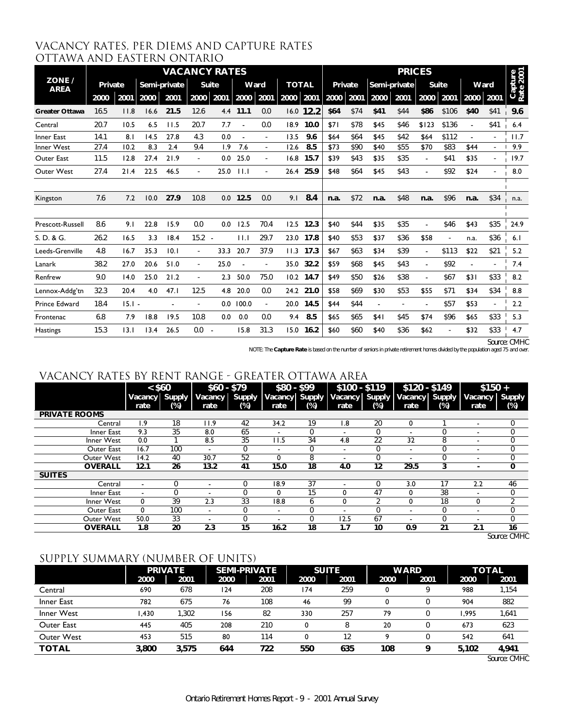## VACANCY RATES, PER DIEMS AND CAPTURE RATES OTTAWA AND EASTERN ONTARIO

| ZONE / AREA | VACANCY RATES | | | | | | | | | | PRICES | | | | | | | | Capture Rate 2001 |
|---|---|---|---|---|---|---|---|---|---|---|---|---|---|---|---|---|---|---|---|
| | Private | | Semi-private | | Suite | | Ward | | TOTAL | | Private | | Semi-private | | Suite | | Ward | | |
| | 2000 | 2001 | 2000 | 2001 | 2000 | 2001 | 2000 | 2001 | 2000 | 2001 | 2000 | 2001 | 2000 | 2001 | 2000 | 2001 | 2000 | 2001 | |
| **Greater Ottawa** | 16.5 | 11.8 | 16.6 | **21.5** | 12.6 | 4.4 | **11.1** | 0.0 | 16.0 | **12.2** | **$64** | $74 | **$41** | $44 | **$86** | $106 | **$40** | $41 | **9.6** |
| Central | 20.7 | 10.5 | 6.5 | 11.5 | 20.7 | 7.7 | - | 0.0 | 18.9 | **10.0** | $71 | $78 | $45 | $46 | $123 | $136 | - | $41 | 6.4 |
| Inner East | 14.1 | 8.1 | 14.5 | 27.8 | 4.3 | 0.0 | - | - | 13.5 | **9.6** | $64 | $64 | $45 | $42 | $64 | $112 | - | - | 11.7 |
| Inner West | 27.4 | 10.2 | 8.3 | 2.4 | 9.4 | 1.9 | 7.6 | - | 12.6 | **8.5** | $73 | $90 | $40 | $55 | $70 | $83 | $44 | - | 9.9 |
| Outer East | 11.5 | 12.8 | 27.4 | 21.9 | - | 0.0 | 25.0 | - | 16.8 | **15.7** | $39 | $43 | $35 | $35 | - | $41 | $35 | - | 19.7 |
| Outer West | 27.4 | 21.4 | 22.5 | 46.5 | - | 25.0 | 11.1 | - | 26.4 | **25.9** | $48 | $64 | $45 | $43 | - | $92 | $24 | - | 8.0 |
| Kingston | 7.6 | 7.2 | 10.0 | **27.9** | 10.8 | 0.0 | **12.5** | 0.0 | 9.1 | **8.4** | **n.a.** | $72 | **n.a.** | $48 | **n.a.** | $96 | **n.a.** | $34 | n.a. |
| Prescott-Russell | 8.6 | 9.1 | 22.8 | 15.9 | 0.0 | 0.0 | 12.5 | 70.4 | 12.5 | **12.3** | $40 | $44 | $35 | $35 | - | $46 | $43 | $35 | 24.9 |
| S. D. & G. | 26.2 | 16.5 | 3.3 | 18.4 | 15.2 | - | 11.1 | 29.7 | 23.0 | **17.8** | $40 | $53 | $37 | $36 | $58 | - | n.a. | $36 | 6.1 |
| Leeds-Grenville | 4.8 | 16.7 | 35.3 | 10.1 | - | 33.3 | 20.7 | 37.9 | 11.3 | **17.3** | $67 | $63 | $34 | $39 | - | $113 | $22 | $21 | 5.2 |
| Lanark | 38.2 | 27.0 | 20.6 | 51.0 | - | 25.0 | - | - | 35.0 | **32.2** | $59 | $68 | $45 | $43 | - | $92 | - | - | 7.4 |
| Renfrew | 9.0 | 14.0 | 25.0 | 21.2 | - | 2.3 | 50.0 | 75.0 | 10.2 | **14.7** | $49 | $50 | $26 | $38 | - | $67 | $31 | $33 | 8.2 |
| Lennox-Addg'tn | 32.3 | 20.4 | 4.0 | 47.1 | 12.5 | 4.8 | 20.0 | 0.0 | 24.2 | **21.0** | $58 | $69 | $30 | $53 | $55 | $71 | $34 | $34 | 8.8 |
| Prince Edward | 18.4 | 15.1 | - | - | - | 0.0 | 100.0 | - | 20.0 | **14.5** | $44 | $44 | - | - | - | $57 | $53 | - | 2.2 |
| Frontenac | 6.8 | 7.9 | 18.8 | 19.5 | 10.8 | 0.0 | 0.0 | 0.0 | 9.4 | **8.5** | $65 | $65 | $41 | $45 | $74 | $96 | $65 | $33 | 5.3 |
| Hastings | 15.3 | 13.1 | 13.4 | 26.5 | 0.0 | - | 15.8 | 31.3 | 15.0 | **16.2** | $60 | $60 | $40 | $36 | $62 | - | $32 | $33 | 4.7 |

Source: CMHC

NOTE: The **Capture Rate** is based on the number of seniors in private retirement homes divided by the population aged 75 and over.

## VACANCY RATES BY RENT RANGE - GREATER OTTAWA AREA

| | < $60 | | $60 - $79 | | $80 - $99 | | $100 - $119 | | $120 - $149 | | $150 + | |
|---|---|---|---|---|---|---|---|---|---|---|---|---|
| | Vacancy rate | Supply (%) | Vacancy rate | Supply (%) | Vacancy rate | Supply (%) | Vacancy rate | Supply (%) | Vacancy rate | Supply (%) | Vacancy rate | Supply (%) |
| **PRIVATE ROOMS** | | | | | | | | | | | | |
| Central | 1.9 | 18 | 11.9 | 42 | 34.2 | 19 | 1.8 | 20 | 0 | 1 | - | 0 |
| Inner East | 9.3 | 35 | 8.0 | 65 | - | 0 | - | 0 | - | 0 | - | 0 |
| Inner West | 0.0 | 1 | 8.5 | 35 | 11.5 | 34 | 4.8 | 22 | 32 | 8 | - | 0 |
| Outer East | 16.7 | 100 | - | 0 | - | 0 | - | 0 | - | 0 | - | 0 |
| Outer West | 14.2 | 40 | 30.7 | 52 | 0 | 8 | - | 0 | - | 0 | - | 0 |
| **OVERALL** | **12.1** | **26** | **13.2** | **41** | **15.0** | **18** | **4.0** | **12** | **29.5** | **3** | **-** | **0** |
| **SUITES** | | | | | | | | | | | | |
| Central | - | 0 | - | 0 | 18.9 | 37 | - | 0 | 3.0 | 17 | 2.2 | 46 |
| Inner East | - | 0 | - | 0 | 0 | 15 | 0 | 47 | 0 | 38 | - | 0 |
| Inner West | 0 | 39 | 2.3 | 33 | 18.8 | 6 | 0 | 2 | 0 | 18 | 0 | 2 |
| Outer East | 0 | 100 | - | 0 | - | 0 | - | 0 | - | 0 | - | 0 |
| Outer West | 50.0 | 33 | - | 0 | - | 0 | 12.5 | 67 | - | 0 | - | 0 |
| **OVERALL** | **1.8** | **20** | **2.3** | **15** | **16.2** | **18** | **1.7** | **10** | **0.9** | **21** | **2.1** | **16** |

Source: CMHC

## SUPPLY SUMMARY (NUMBER OF UNITS)

| | PRIVATE | | SEMI-PRIVATE | | SUITE | | WARD | | TOTAL | |
|---|---|---|---|---|---|---|---|---|---|---|
| | 2000 | 2001 | 2000 | 2001 | 2000 | 2001 | 2000 | 2001 | 2000 | 2001 |
| Central | 690 | 678 | 124 | 208 | 174 | 259 | 0 | 9 | 988 | 1,154 |
| Inner East | 782 | 675 | 76 | 108 | 46 | 99 | 0 | 0 | 904 | 882 |
| Inner West | 1,430 | 1,302 | 156 | 82 | 330 | 257 | 79 | 0 | 1,995 | 1,641 |
| Outer East | 445 | 405 | 208 | 210 | 0 | 8 | 20 | 0 | 673 | 623 |
| Outer West | 453 | 515 | 80 | 114 | 0 | 12 | 9 | 0 | 542 | 641 |
| **TOTAL** | **3,800** | **3,575** | **644** | **722** | **550** | **635** | **108** | **9** | **5,102** | **4,941** |

Source: CMHC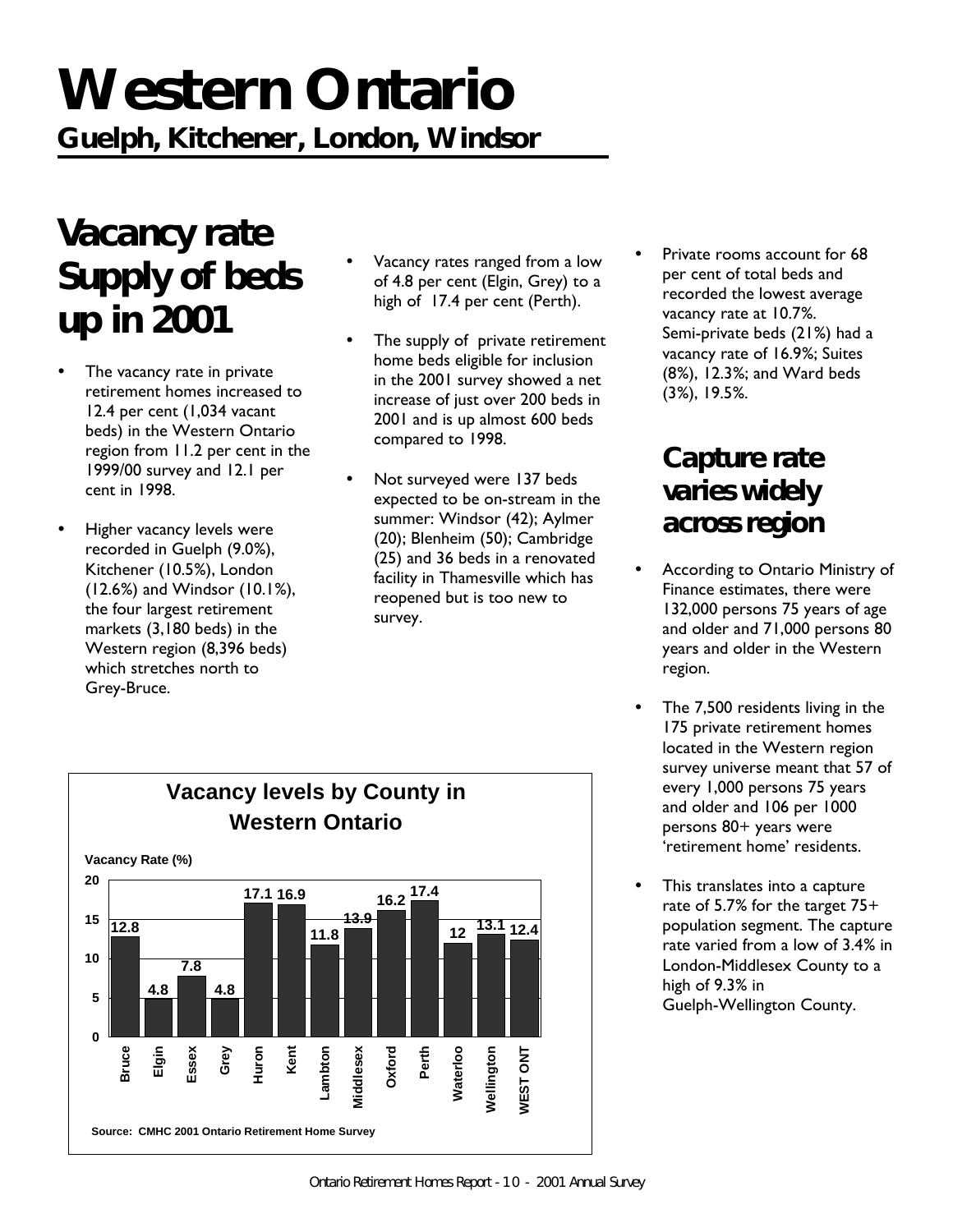# Western Ontario

## Guelph, Kitchener, London, Windsor

## Vacancy rate Supply of beds up in 2001

- The vacancy rate in private retirement homes increased to 12.4 per cent (1,034 vacant beds) in the Western Ontario region from 11.2 per cent in the 1999/00 survey and 12.1 per cent in 1998.
- Higher vacancy levels were recorded in Guelph (9.0%), Kitchener (10.5%), London (12.6%) and Windsor (10.1%), the four largest retirement markets (3,180 beds) in the Western region (8,396 beds) which stretches north to Grey-Bruce.
- Vacancy rates ranged from a low of 4.8 per cent (Elgin, Grey) to a high of 17.4 per cent (Perth).
- The supply of private retirement home beds eligible for inclusion in the 2001 survey showed a net increase of just over 200 beds in 2001 and is up almost 600 beds compared to 1998.
- Not surveyed were 137 beds expected to be on-stream in the summer: Windsor (42); Aylmer (20); Blenheim (50); Cambridge (25) and 36 beds in a renovated facility in Thamesville which has reopened but is too new to survey.
- Private rooms account for 68 per cent of total beds and recorded the lowest average vacancy rate at 10.7%. Semi-private beds (21%) had a vacancy rate of 16.9%; Suites (8%), 12.3%; and Ward beds (3%), 19.5%.

**Vacancy levels by County in Western Ontario**

| County | Vacancy Rate (%) |
|---|---|
| Bruce | 12.8 |
| Elgin | 4.8 |
| Essex | 7.8 |
| Grey | 4.8 |
| Huron | 17.1 |
| Kent | 16.9 |
| Lambton | 11.8 |
| Middlesex | 13.9 |
| Oxford | 16.2 |
| Perth | 17.4 |
| Waterloo | 12 |
| Wellington | 13.1 |
| WEST ONT | 12.4 |

Source: CMHC 2001 Ontario Retirement Home Survey

## Capture rate varies widely across region

- According to Ontario Ministry of Finance estimates, there were 132,000 persons 75 years of age and older and 71,000 persons 80 years and older in the Western region.
- The 7,500 residents living in the 175 private retirement homes located in the Western region survey universe meant that 57 of every 1,000 persons 75 years and older and 106 per 1000 persons 80+ years were 'retirement home' residents.
- This translates into a capture rate of 5.7% for the target 75+ population segment. The capture rate varied from a low of 3.4% in London-Middlesex County to a high of 9.3% in Guelph-Wellington County.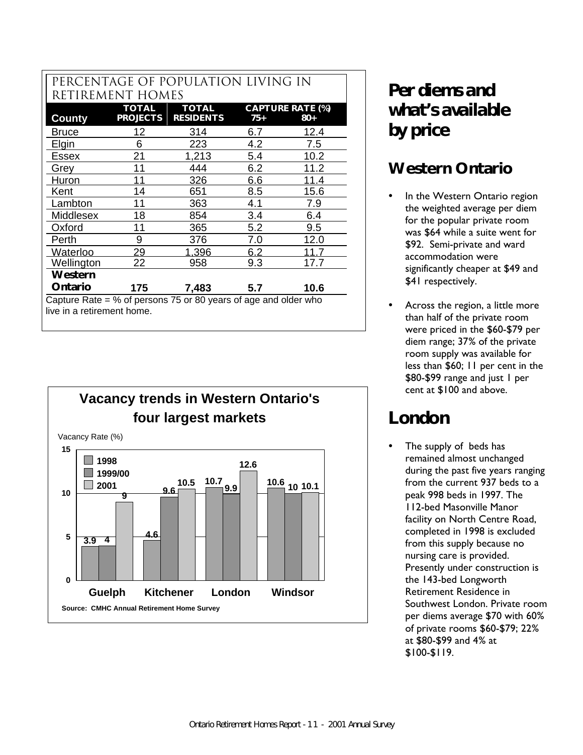## PERCENTAGE OF POPULATION LIVING IN RETIREMENT HOMES

| County | TOTAL PROJECTS | TOTAL RESIDENTS | CAPTURE RATE (%) 75+ | 80+ |
|---|---|---|---|---|
| Bruce | 12 | 314 | 6.7 | 12.4 |
| Elgin | 6 | 223 | 4.2 | 7.5 |
| Essex | 21 | 1,213 | 5.4 | 10.2 |
| Grey | 11 | 444 | 6.2 | 11.2 |
| Huron | 11 | 326 | 6.6 | 11.4 |
| Kent | 14 | 651 | 8.5 | 15.6 |
| Lambton | 11 | 363 | 4.1 | 7.9 |
| Middlesex | 18 | 854 | 3.4 | 6.4 |
| Oxford | 11 | 365 | 5.2 | 9.5 |
| Perth | 9 | 376 | 7.0 | 12.0 |
| Waterloo | 29 | 1,396 | 6.2 | 11.7 |
| Wellington | 22 | 958 | 9.3 | 17.7 |
| **Western Ontario** | **175** | **7,483** | **5.7** | **10.6** |

Capture Rate = % of persons 75 or 80 years of age and older who live in a retirement home.

### Vacancy trends in Western Ontario's four largest markets

Vacancy Rate (%)

| Market | 1998 | 1999/00 | 2001 |
|---|---|---|---|
| Guelph | 3.9 | 4 | 9 |
| Kitchener | 4.6 | 9.6 | 10.5 |
| London | 10.7 | 9.9 | 12.6 |
| Windsor | 10.6 | 10 | 10.1 |

Source: CMHC Annual Retirement Home Survey

# Per diems and what's available by price

## Western Ontario

- In the Western Ontario region the weighted average per diem for the popular private room was $64 while a suite went for $92. Semi-private and ward accommodation were significantly cheaper at $49 and $41 respectively.
- Across the region, a little more than half of the private room were priced in the $60-$79 per diem range; 37% of the private room supply was available for less than $60; 11 per cent in the $80-$99 range and just 1 per cent at $100 and above.

# London

- The supply of beds has remained almost unchanged during the past five years ranging from the current 937 beds to a peak 998 beds in 1997. The 112-bed Masonville Manor facility on North Centre Road, completed in 1998 is excluded from this supply because no nursing care is provided. Presently under construction is the 143-bed Longworth Retirement Residence in Southwest London. Private room per diems average $70 with 60% of private rooms $60-$79; 22% at $80-$99 and 4% at $100-$119.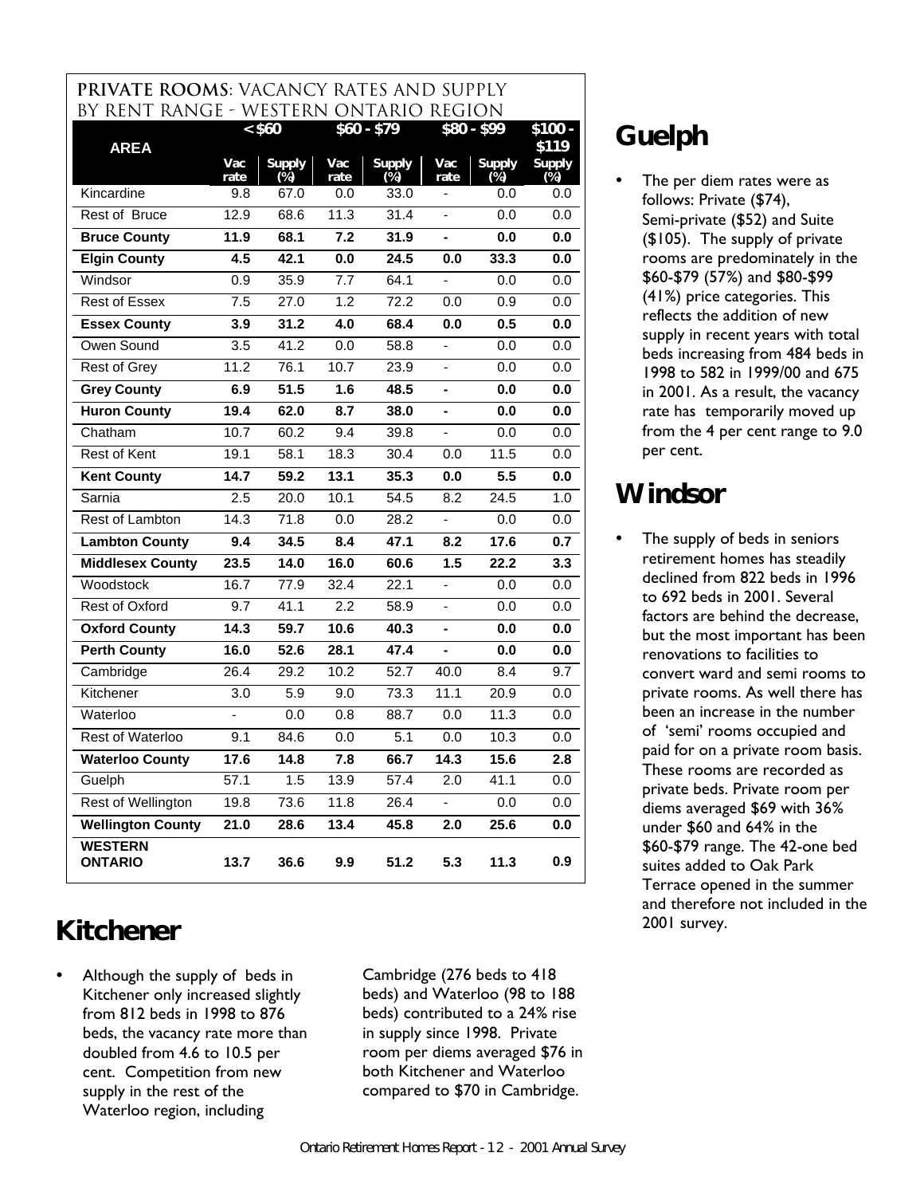**PRIVATE ROOMS**: VACANCY RATES AND SUPPLY BY RENT RANGE - WESTERN ONTARIO REGION

| AREA | < $60 | | $60 - $79 | | $80 - $99 | | $100 - $119 |
|---|---|---|---|---|---|---|---|
| | Vac rate | Supply (%) | Vac rate | Supply (%) | Vac rate | Supply (%) | Supply (%) |
| Kincardine | 9.8 | 67.0 | 0.0 | 33.0 | - | 0.0 | 0.0 |
| Rest of Bruce | 12.9 | 68.6 | 11.3 | 31.4 | - | 0.0 | 0.0 |
| **Bruce County** | **11.9** | **68.1** | **7.2** | **31.9** | **-** | **0.0** | **0.0** |
| **Elgin County** | **4.5** | **42.1** | **0.0** | **24.5** | **0.0** | **33.3** | **0.0** |
| Windsor | 0.9 | 35.9 | 7.7 | 64.1 | - | 0.0 | 0.0 |
| Rest of Essex | 7.5 | 27.0 | 1.2 | 72.2 | 0.0 | 0.9 | 0.0 |
| **Essex County** | **3.9** | **31.2** | **4.0** | **68.4** | **0.0** | **0.5** | **0.0** |
| Owen Sound | 3.5 | 41.2 | 0.0 | 58.8 | - | 0.0 | 0.0 |
| Rest of Grey | 11.2 | 76.1 | 10.7 | 23.9 | - | 0.0 | 0.0 |
| **Grey County** | **6.9** | **51.5** | **1.6** | **48.5** | **-** | **0.0** | **0.0** |
| **Huron County** | **19.4** | **62.0** | **8.7** | **38.0** | **-** | **0.0** | **0.0** |
| Chatham | 10.7 | 60.2 | 9.4 | 39.8 | - | 0.0 | 0.0 |
| Rest of Kent | 19.1 | 58.1 | 18.3 | 30.4 | 0.0 | 11.5 | 0.0 |
| **Kent County** | **14.7** | **59.2** | **13.1** | **35.3** | **0.0** | **5.5** | **0.0** |
| Sarnia | 2.5 | 20.0 | 10.1 | 54.5 | 8.2 | 24.5 | 1.0 |
| Rest of Lambton | 14.3 | 71.8 | 0.0 | 28.2 | - | 0.0 | 0.0 |
| **Lambton County** | **9.4** | **34.5** | **8.4** | **47.1** | **8.2** | **17.6** | **0.7** |
| **Middlesex County** | **23.5** | **14.0** | **16.0** | **60.6** | **1.5** | **22.2** | **3.3** |
| Woodstock | 16.7 | 77.9 | 32.4 | 22.1 | - | 0.0 | 0.0 |
| Rest of Oxford | 9.7 | 41.1 | 2.2 | 58.9 | - | 0.0 | 0.0 |
| **Oxford County** | **14.3** | **59.7** | **10.6** | **40.3** | **-** | **0.0** | **0.0** |
| **Perth County** | **16.0** | **52.6** | **28.1** | **47.4** | **-** | **0.0** | **0.0** |
| Cambridge | 26.4 | 29.2 | 10.2 | 52.7 | 40.0 | 8.4 | 9.7 |
| Kitchener | 3.0 | 5.9 | 9.0 | 73.3 | 11.1 | 20.9 | 0.0 |
| Waterloo | - | 0.0 | 0.8 | 88.7 | 0.0 | 11.3 | 0.0 |
| Rest of Waterloo | 9.1 | 84.6 | 0.0 | 5.1 | 0.0 | 10.3 | 0.0 |
| **Waterloo County** | **17.6** | **14.8** | **7.8** | **66.7** | **14.3** | **15.6** | **2.8** |
| Guelph | 57.1 | 1.5 | 13.9 | 57.4 | 2.0 | 41.1 | 0.0 |
| Rest of Wellington | 19.8 | 73.6 | 11.8 | 26.4 | - | 0.0 | 0.0 |
| **Wellington County** | **21.0** | **28.6** | **13.4** | **45.8** | **2.0** | **25.6** | **0.0** |
| **WESTERN ONTARIO** | **13.7** | **36.6** | **9.9** | **51.2** | **5.3** | **11.3** | **0.9** |

## Kitchener

- Although the supply of beds in Kitchener only increased slightly from 812 beds in 1998 to 876 beds, the vacancy rate more than doubled from 4.6 to 10.5 per cent. Competition from new supply in the rest of the Waterloo region, including Cambridge (276 beds to 418 beds) and Waterloo (98 to 188 beds) contributed to a 24% rise in supply since 1998. Private room per diems averaged $76 in both Kitchener and Waterloo compared to $70 in Cambridge.

## Guelph

- The per diem rates were as follows: Private ($74), Semi-private ($52) and Suite ($105). The supply of private rooms are predominately in the $60-$79 (57%) and $80-$99 (41%) price categories. This reflects the addition of new supply in recent years with total beds increasing from 484 beds in 1998 to 582 in 1999/00 and 675 in 2001. As a result, the vacancy rate has temporarily moved up from the 4 per cent range to 9.0 per cent.

## Windsor

- The supply of beds in seniors retirement homes has steadily declined from 822 beds in 1996 to 692 beds in 2001. Several factors are behind the decrease, but the most important has been renovations to facilities to convert ward and semi rooms to private rooms. As well there has been an increase in the number of 'semi' rooms occupied and paid for on a private room basis. These rooms are recorded as private beds. Private room per diems averaged $69 with 36% under $60 and 64% in the $60-$79 range. The 42-one bed suites added to Oak Park Terrace opened in the summer and therefore not included in the 2001 survey.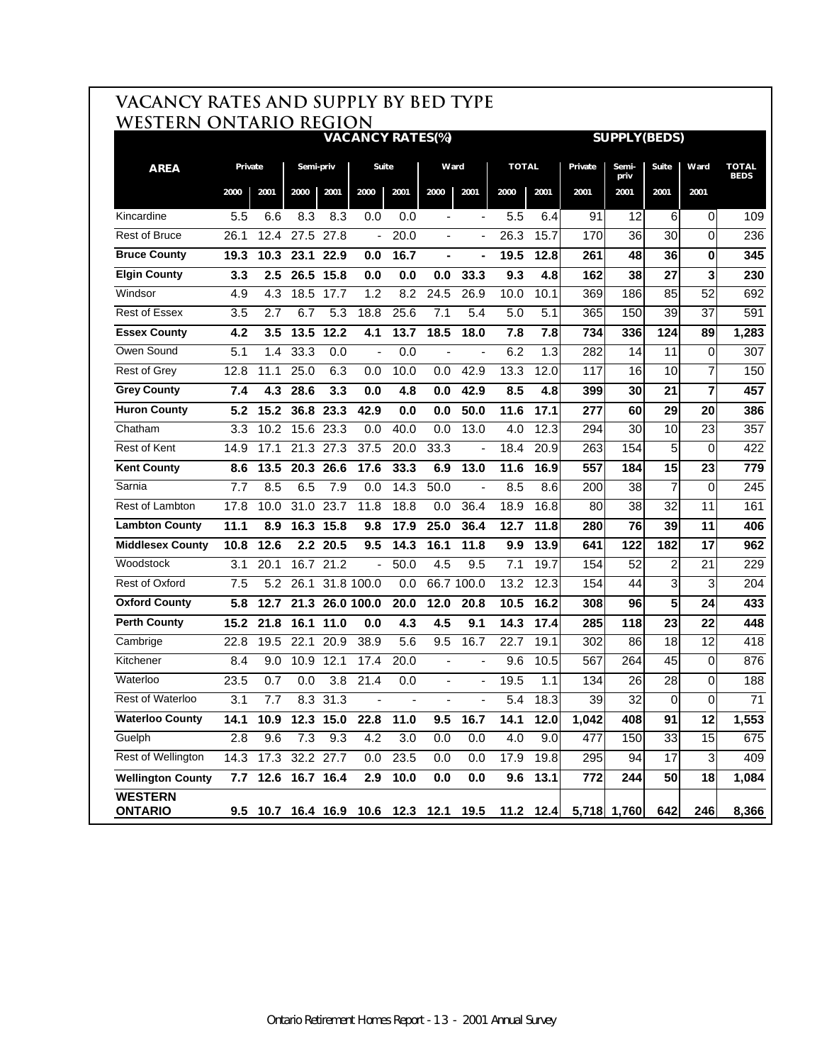# VACANCY RATES AND SUPPLY BY BED TYPE WESTERN ONTARIO REGION

| AREA | VACANCY RATES(%) | | | | | | | | | | SUPPLY(BEDS) | | | | |
|---|---|---|---|---|---|---|---|---|---|---|---|---|---|---|---|
| | Private | | Semi-priv | | Suite | | Ward | | TOTAL | | Private | Semi-priv | Suite | Ward | TOTAL BEDS |
| | 2000 | 2001 | 2000 | 2001 | 2000 | 2001 | 2000 | 2001 | 2000 | 2001 | 2001 | 2001 | 2001 | 2001 | |
| Kincardine | 5.5 | 6.6 | 8.3 | 8.3 | 0.0 | 0.0 | - | - | 5.5 | 6.4 | 91 | 12 | 6 | 0 | 109 |
| Rest of Bruce | 26.1 | 12.4 | 27.5 | 27.8 | - | 20.0 | - | - | 26.3 | 15.7 | 170 | 36 | 30 | 0 | 236 |
| **Bruce County** | **19.3** | **10.3** | **23.1** | **22.9** | **0.0** | **16.7** | **-** | **-** | **19.5** | **12.8** | **261** | **48** | **36** | **0** | **345** |
| **Elgin County** | **3.3** | **2.5** | **26.5** | **15.8** | **0.0** | **0.0** | **0.0** | **33.3** | **9.3** | **4.8** | **162** | **38** | **27** | **3** | **230** |
| Windsor | 4.9 | 4.3 | 18.5 | 17.7 | 1.2 | 8.2 | 24.5 | 26.9 | 10.0 | 10.1 | 369 | 186 | 85 | 52 | 692 |
| Rest of Essex | 3.5 | 2.7 | 6.7 | 5.3 | 18.8 | 25.6 | 7.1 | 5.4 | 5.0 | 5.1 | 365 | 150 | 39 | 37 | 591 |
| **Essex County** | **4.2** | **3.5** | **13.5** | **12.2** | **4.1** | **13.7** | **18.5** | **18.0** | **7.8** | **7.8** | **734** | **336** | **124** | **89** | **1,283** |
| Owen Sound | 5.1 | 1.4 | 33.3 | 0.0 | - | 0.0 | - | - | 6.2 | 1.3 | 282 | 14 | 11 | 0 | 307 |
| Rest of Grey | 12.8 | 11.1 | 25.0 | 6.3 | 0.0 | 10.0 | 0.0 | 42.9 | 13.3 | 12.0 | 117 | 16 | 10 | 7 | 150 |
| **Grey County** | **7.4** | **4.3** | **28.6** | **3.3** | **0.0** | **4.8** | **0.0** | **42.9** | **8.5** | **4.8** | **399** | **30** | **21** | **7** | **457** |
| **Huron County** | **5.2** | **15.2** | **36.8** | **23.3** | **42.9** | **0.0** | **0.0** | **50.0** | **11.6** | **17.1** | **277** | **60** | **29** | **20** | **386** |
| Chatham | 3.3 | 10.2 | 15.6 | 23.3 | 0.0 | 40.0 | 0.0 | 13.0 | 4.0 | 12.3 | 294 | 30 | 10 | 23 | 357 |
| Rest of Kent | 14.9 | 17.1 | 21.3 | 27.3 | 37.5 | 20.0 | 33.3 | - | 18.4 | 20.9 | 263 | 154 | 5 | 0 | 422 |
| **Kent County** | **8.6** | **13.5** | **20.3** | **26.6** | **17.6** | **33.3** | **6.9** | **13.0** | **11.6** | **16.9** | **557** | **184** | **15** | **23** | **779** |
| Sarnia | 7.7 | 8.5 | 6.5 | 7.9 | 0.0 | 14.3 | 50.0 | - | 8.5 | 8.6 | 200 | 38 | 7 | 0 | 245 |
| Rest of Lambton | 17.8 | 10.0 | 31.0 | 23.7 | 11.8 | 18.8 | 0.0 | 36.4 | 18.9 | 16.8 | 80 | 38 | 32 | 11 | 161 |
| **Lambton County** | **11.1** | **8.9** | **16.3** | **15.8** | **9.8** | **17.9** | **25.0** | **36.4** | **12.7** | **11.8** | **280** | **76** | **39** | **11** | **406** |
| **Middlesex County** | **10.8** | **12.6** | **2.2** | **20.5** | **9.5** | **14.3** | **16.1** | **11.8** | **9.9** | **13.9** | **641** | **122** | **182** | **17** | **962** |
| Woodstock | 3.1 | 20.1 | 16.7 | 21.2 | - | 50.0 | 4.5 | 9.5 | 7.1 | 19.7 | 154 | 52 | 2 | 21 | 229 |
| Rest of Oxford | 7.5 | 5.2 | 26.1 | 31.8 | 100.0 | 0.0 | 66.7 | 100.0 | 13.2 | 12.3 | 154 | 44 | 3 | 3 | 204 |
| **Oxford County** | **5.8** | **12.7** | **21.3** | **26.0** | **100.0** | **20.0** | **12.0** | **20.8** | **10.5** | **16.2** | **308** | **96** | **5** | **24** | **433** |
| **Perth County** | **15.2** | **21.8** | **16.1** | **11.0** | **0.0** | **4.3** | **4.5** | **9.1** | **14.3** | **17.4** | **285** | **118** | **23** | **22** | **448** |
| Cambrige | 22.8 | 19.5 | 22.1 | 20.9 | 38.9 | 5.6 | 9.5 | 16.7 | 22.7 | 19.1 | 302 | 86 | 18 | 12 | 418 |
| Kitchener | 8.4 | 9.0 | 10.9 | 12.1 | 17.4 | 20.0 | - | - | 9.6 | 10.5 | 567 | 264 | 45 | 0 | 876 |
| Waterloo | 23.5 | 0.7 | 0.0 | 3.8 | 21.4 | 0.0 | - | - | 19.5 | 1.1 | 134 | 26 | 28 | 0 | 188 |
| Rest of Waterloo | 3.1 | 7.7 | 8.3 | 31.3 | - | - | - | - | 5.4 | 18.3 | 39 | 32 | 0 | 0 | 71 |
| **Waterloo County** | **14.1** | **10.9** | **12.3** | **15.0** | **22.8** | **11.0** | **9.5** | **16.7** | **14.1** | **12.0** | **1,042** | **408** | **91** | **12** | **1,553** |
| Guelph | 2.8 | 9.6 | 7.3 | 9.3 | 4.2 | 3.0 | 0.0 | 0.0 | 4.0 | 9.0 | 477 | 150 | 33 | 15 | 675 |
| Rest of Wellington | 14.3 | 17.3 | 32.2 | 27.7 | 0.0 | 23.5 | 0.0 | 0.0 | 17.9 | 19.8 | 295 | 94 | 17 | 3 | 409 |
| **Wellington County** | **7.7** | **12.6** | **16.7** | **16.4** | **2.9** | **10.0** | **0.0** | **0.0** | **9.6** | **13.1** | **772** | **244** | **50** | **18** | **1,084** |
| **WESTERN ONTARIO** | **9.5** | **10.7** | **16.4** | **16.9** | **10.6** | **12.3** | **12.1** | **19.5** | **11.2** | **12.4** | **5,718** | **1,760** | **642** | **246** | **8,366** |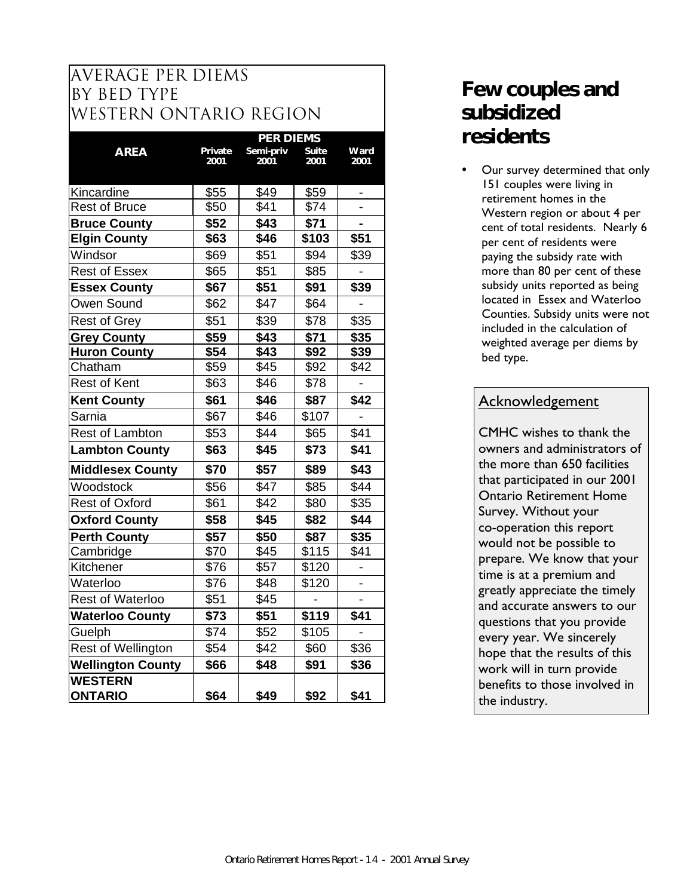## AVERAGE PER DIEMS BY BED TYPE WESTERN ONTARIO REGION

| AREA | PER DIEMS Private 2001 | Semi-priv 2001 | Suite 2001 | Ward 2001 |
|---|---|---|---|---|
| Kincardine | $55 | $49 | $59 | - |
| Rest of Bruce | $50 | $41 | $74 | - |
| **Bruce County** | **$52** | **$43** | **$71** | **-** |
| **Elgin County** | **$63** | **$46** | **$103** | **$51** |
| Windsor | $69 | $51 | $94 | $39 |
| Rest of Essex | $65 | $51 | $85 | - |
| **Essex County** | **$67** | **$51** | **$91** | **$39** |
| Owen Sound | $62 | $47 | $64 | - |
| Rest of Grey | $51 | $39 | $78 | $35 |
| **Grey County** | **$59** | **$43** | **$71** | **$35** |
| **Huron County** | **$54** | **$43** | **$92** | **$39** |
| Chatham | $59 | $45 | $92 | $42 |
| Rest of Kent | $63 | $46 | $78 | - |
| **Kent County** | **$61** | **$46** | **$87** | **$42** |
| Sarnia | $67 | $46 | $107 | - |
| Rest of Lambton | $53 | $44 | $65 | $41 |
| **Lambton County** | **$63** | **$45** | **$73** | **$41** |
| **Middlesex County** | **$70** | **$57** | **$89** | **$43** |
| Woodstock | $56 | $47 | $85 | $44 |
| Rest of Oxford | $61 | $42 | $80 | $35 |
| **Oxford County** | **$58** | **$45** | **$82** | **$44** |
| **Perth County** | **$57** | **$50** | **$87** | **$35** |
| Cambridge | $70 | $45 | $115 | $41 |
| Kitchener | $76 | $57 | $120 | - |
| Waterloo | $76 | $48 | $120 | - |
| Rest of Waterloo | $51 | $45 | - | - |
| **Waterloo County** | **$73** | **$51** | **$119** | **$41** |
| Guelph | $74 | $52 | $105 | - |
| Rest of Wellington | $54 | $42 | $60 | $36 |
| **Wellington County** | **$66** | **$48** | **$91** | **$36** |
| **WESTERN ONTARIO** | **$64** | **$49** | **$92** | **$41** |

# Few couples and subsidized residents

- Our survey determined that only 151 couples were living in retirement homes in the Western region or about 4 per cent of total residents. Nearly 6 per cent of residents were paying the subsidy rate with more than 80 per cent of these subsidy units reported as being located in Essex and Waterloo Counties. Subsidy units were not included in the calculation of weighted average per diems by bed type.

## Acknowledgement

CMHC wishes to thank the owners and administrators of the more than 650 facilities that participated in our 2001 Ontario Retirement Home Survey. Without your co-operation this report would not be possible to prepare. We know that your time is at a premium and greatly appreciate the timely and accurate answers to our questions that you provide every year. We sincerely hope that the results of this work will in turn provide benefits to those involved in the industry.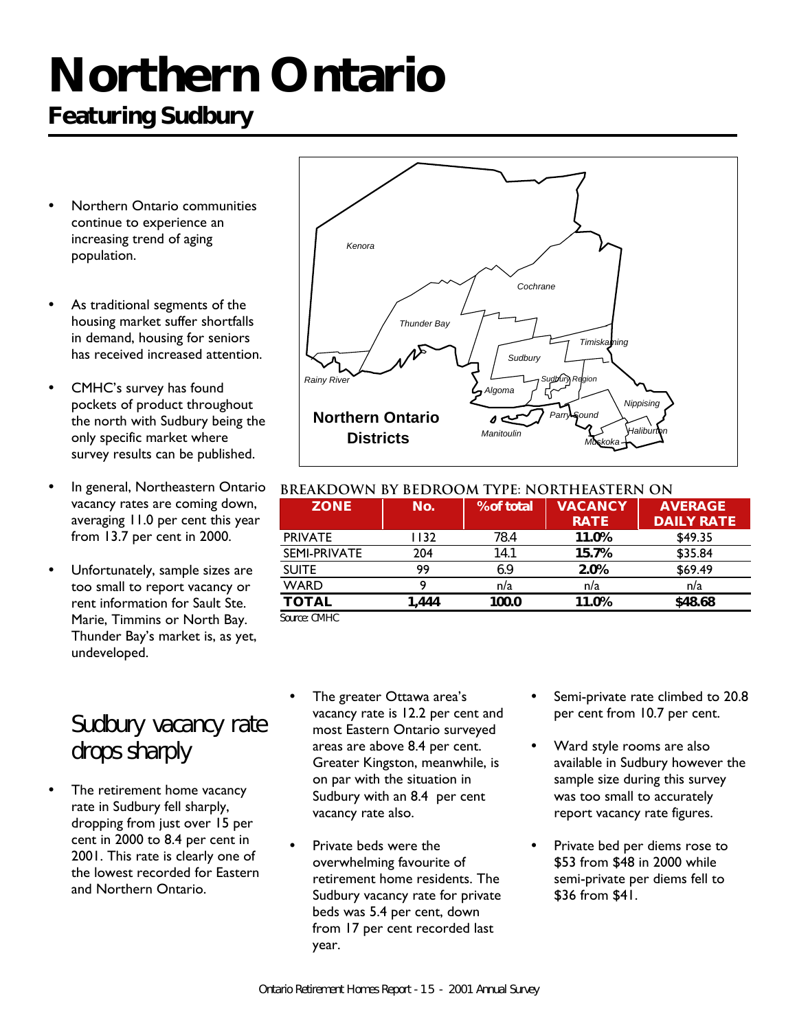# Northern Ontario

## Featuring Sudbury

- Northern Ontario communities continue to experience an increasing trend of aging population.
- As traditional segments of the housing market suffer shortfalls in demand, housing for seniors has received increased attention.
- CMHC's survey has found pockets of product throughout the north with Sudbury being the only specific market where survey results can be published.
- In general, Northeastern Ontario vacancy rates are coming down, averaging 11.0 per cent this year from 13.7 per cent in 2000.
- Unfortunately, sample sizes are too small to report vacancy or rent information for Sault Ste. Marie, Timmins or North Bay. Thunder Bay's market is, as yet, undeveloped.

**Northern Ontario Districts**

Kenora, Cochrane, Thunder Bay, Timiskaming, Sudbury, Rainy River, Sudbury Region, Algoma, Nippising, Parry Sound, Manitoulin, Haliburton, Muskoka

**BREAKDOWN BY BEDROOM TYPE: NORTHEASTERN ON**

| ZONE | No. | % of total | VACANCY RATE | AVERAGE DAILY RATE |
|---|---|---|---|---|
| PRIVATE | 1132 | 78.4 | **11.0%** | $49.35 |
| SEMI-PRIVATE | 204 | 14.1 | **15.7%** | $35.84 |
| SUITE | 99 | 6.9 | **2.0%** | $69.49 |
| WARD | 9 | n/a | n/a | n/a |
| **TOTAL** | **1,444** | **100.0** | **11.0%** | **$48.68** |

Source: CMHC

## Sudbury vacancy rate drops sharply

- The retirement home vacancy rate in Sudbury fell sharply, dropping from just over 15 per cent in 2000 to 8.4 per cent in 2001. This rate is clearly one of the lowest recorded for Eastern and Northern Ontario.
- The greater Ottawa area's vacancy rate is 12.2 per cent and most Eastern Ontario surveyed areas are above 8.4 per cent. Greater Kingston, meanwhile, is on par with the situation in Sudbury with an 8.4 per cent vacancy rate also.
- Private beds were the overwhelming favourite of retirement home residents. The Sudbury vacancy rate for private beds was 5.4 per cent, down from 17 per cent recorded last year.
- Semi-private rate climbed to 20.8 per cent from 10.7 per cent.
- Ward style rooms are also available in Sudbury however the sample size during this survey was too small to accurately report vacancy rate figures.
- Private bed per diems rose to $53 from $48 in 2000 while semi-private per diems fell to $36 from $41.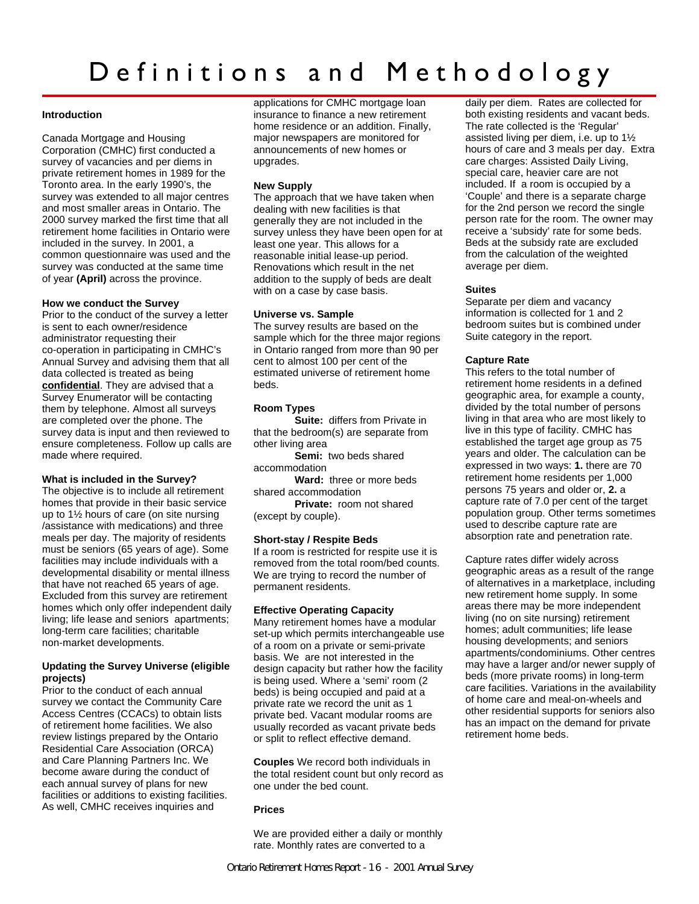# Definitions and Methodology

### Introduction

Canada Mortgage and Housing Corporation (CMHC) first conducted a survey of vacancies and per diems in private retirement homes in 1989 for the Toronto area. In the early 1990's, the survey was extended to all major centres and most smaller areas in Ontario. The 2000 survey marked the first time that all retirement home facilities in Ontario were included in the survey. In 2001, a common questionnaire was used and the survey was conducted at the same time of year **(April)** across the province.

### How we conduct the Survey

Prior to the conduct of the survey a letter is sent to each owner/residence administrator requesting their co-operation in participating in CMHC's Annual Survey and advising them that all data collected is treated as being **confidential**. They are advised that a Survey Enumerator will be contacting them by telephone. Almost all surveys are completed over the phone. The survey data is input and then reviewed to ensure completeness. Follow up calls are made where required.

### What is included in the Survey?

The objective is to include all retirement homes that provide in their basic service up to 1½ hours of care (on site nursing /assistance with medications) and three meals per day. The majority of residents must be seniors (65 years of age). Some facilities may include individuals with a developmental disability or mental illness that have not reached 65 years of age. Excluded from this survey are retirement homes which only offer independent daily living; life lease and seniors apartments; long-term care facilities; charitable non-market developments.

### Updating the Survey Universe (eligible projects)

Prior to the conduct of each annual survey we contact the Community Care Access Centres (CCACs) to obtain lists of retirement home facilities. We also review listings prepared by the Ontario Residential Care Association (ORCA) and Care Planning Partners Inc. We become aware during the conduct of each annual survey of plans for new facilities or additions to existing facilities. As well, CMHC receives inquiries and applications for CMHC mortgage loan insurance to finance a new retirement home residence or an addition. Finally, major newspapers are monitored for announcements of new homes or upgrades.

### New Supply

The approach that we have taken when dealing with new facilities is that generally they are not included in the survey unless they have been open for at least one year. This allows for a reasonable initial lease-up period. Renovations which result in the net addition to the supply of beds are dealt with on a case by case basis.

### Universe vs. Sample

The survey results are based on the sample which for the three major regions in Ontario ranged from more than 90 per cent to almost 100 per cent of the estimated universe of retirement home beds.

### Room Types

**Suite:** differs from Private in that the bedroom(s) are separate from other living area

**Semi:** two beds shared accommodation

**Ward:** three or more beds shared accommodation

**Private:** room not shared (except by couple).

### Short-stay / Respite Beds

If a room is restricted for respite use it is removed from the total room/bed counts. We are trying to record the number of permanent residents.

### Effective Operating Capacity

Many retirement homes have a modular set-up which permits interchangeable use of a room on a private or semi-private basis. We are not interested in the design capacity but rather how the facility is being used. Where a 'semi' room (2 beds) is being occupied and paid at a private rate we record the unit as 1 private bed. Vacant modular rooms are usually recorded as vacant private beds or split to reflect effective demand.

**Couples** We record both individuals in the total resident count but only record as one under the bed count.

### Prices

We are provided either a daily or monthly rate. Monthly rates are converted to a daily per diem. Rates are collected for both existing residents and vacant beds. The rate collected is the 'Regular' assisted living per diem, i.e. up to 1½ hours of care and 3 meals per day. Extra care charges: Assisted Daily Living, special care, heavier care are not included. If a room is occupied by a 'Couple' and there is a separate charge for the 2nd person we record the single person rate for the room. The owner may receive a 'subsidy' rate for some beds. Beds at the subsidy rate are excluded from the calculation of the weighted average per diem.

### Suites

Separate per diem and vacancy information is collected for 1 and 2 bedroom suites but is combined under Suite category in the report.

### Capture Rate

This refers to the total number of retirement home residents in a defined geographic area, for example a county, divided by the total number of persons living in that area who are most likely to live in this type of facility. CMHC has established the target age group as 75 years and older. The calculation can be expressed in two ways: **1.** there are 70 retirement home residents per 1,000 persons 75 years and older or, **2.** a capture rate of 7.0 per cent of the target population group. Other terms sometimes used to describe capture rate are absorption rate and penetration rate.

Capture rates differ widely across geographic areas as a result of the range of alternatives in a marketplace, including new retirement home supply. In some areas there may be more independent living (no on site nursing) retirement homes; adult communities; life lease housing developments; and seniors apartments/condominiums. Other centres may have a larger and/or newer supply of beds (more private rooms) in long-term care facilities. Variations in the availability of home care and meal-on-wheels and other residential supports for seniors also has an impact on the demand for private retirement home beds.